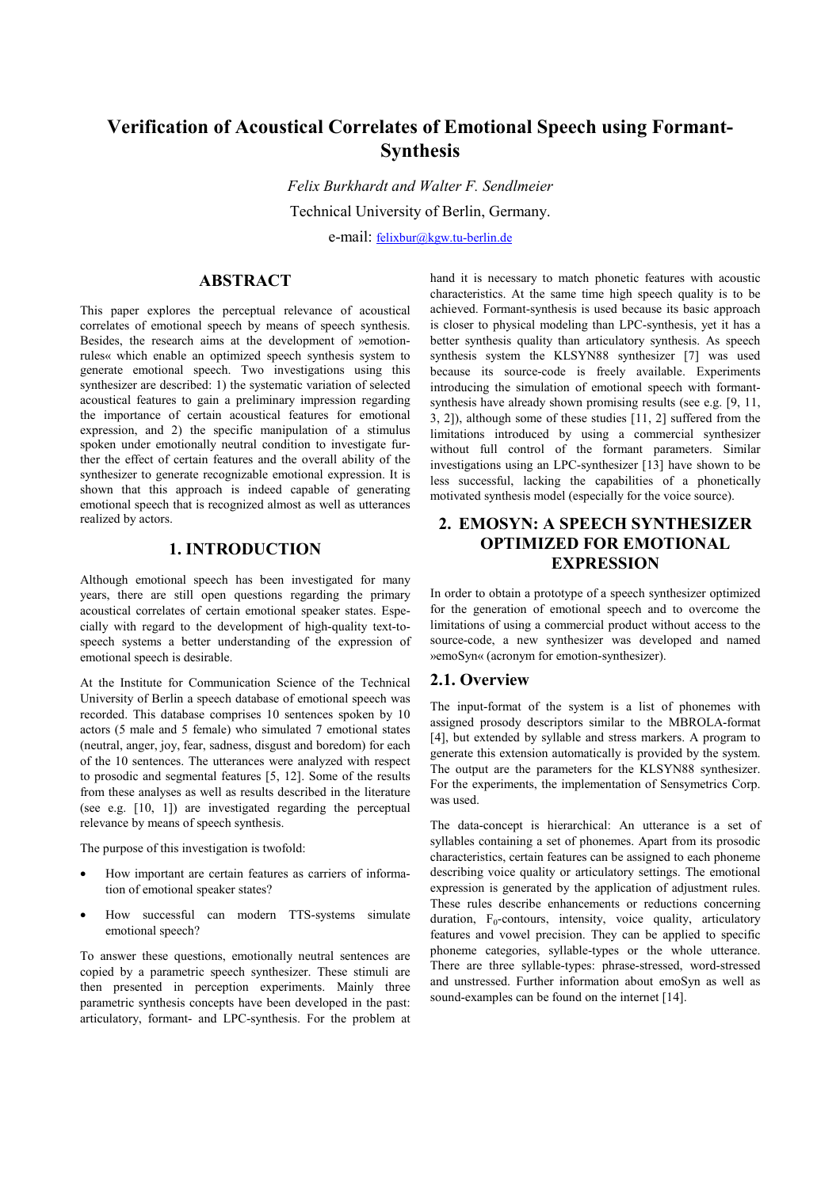# Verification of Acoustical Correlates of Emotional Speech using Formant-Synthesis

*Felix Burkhardt and Walter F. Sendlmeier*

Technical University of Berlin, Germany.

e-mail: felixbur@kgw.tu-berlin.de

## ABSTRACT

This paper explores the perceptual relevance of acoustical correlates of emotional speech by means of speech synthesis. Besides, the research aims at the development of »emotion-rules« which enable an optimized speech synthesis system to generate emotional speech. Two investigations using this synthesizer are described: 1) the systematic variation of selected acoustical features to gain a preliminary impression regarding the importance of certain acoustical features for emotional expression, and 2) the specific manipulation of a stimulus spoken under emotionally neutral condition to investigate further the effect of certain features and the overall ability of the synthesizer to generate recognizable emotional expression. It is shown that this approach is indeed capable of generating emotional speech that is recognized almost as well as utterances realized by actors.

## 1. INTRODUCTION

Although emotional speech has been investigated for many years, there are still open questions regarding the primary acoustical correlates of certain emotional speaker states. Especially with regard to the development of high-quality text-to-speech systems a better understanding of the expression of emotional speech is desirable.

At the Institute for Communication Science of the Technical University of Berlin a speech database of emotional speech was recorded. This database comprises 10 sentences spoken by 10 actors (5 male and 5 female) who simulated 7 emotional states (neutral, anger, joy, fear, sadness, disgust and boredom) for each of the 10 sentences. The utterances were analyzed with respect to prosodic and segmental features [5, 12]. Some of the results from these analyses as well as results described in the literature (see e.g. [10, 1]) are investigated regarding the perceptual relevance by means of speech synthesis.

The purpose of this investigation is twofold:

- How important are certain features as carriers of information of emotional speaker states?
- How successful can modern TTS-systems simulate emotional speech?

To answer these questions, emotionally neutral sentences are copied by a parametric speech synthesizer. These stimuli are then presented in perception experiments. Mainly three parametric synthesis concepts have been developed in the past: articulatory, formant- and LPC-synthesis. For the problem at hand it is necessary to match phonetic features with acoustic characteristics. At the same time high speech quality is to be achieved. Formant-synthesis is used because its basic approach is closer to physical modeling than LPC-synthesis, yet it has a better synthesis quality than articulatory synthesis. As speech synthesis system the KLSYN88 synthesizer [7] was used because its source-code is freely available. Experiments introducing the simulation of emotional speech with formant-synthesis have already shown promising results (see e.g. [9, 11, 3, 2]), although some of these studies [11, 2] suffered from the limitations introduced by using a commercial synthesizer without full control of the formant parameters. Similar investigations using an LPC-synthesizer [13] have shown to be less successful, lacking the capabilities of a phonetically motivated synthesis model (especially for the voice source).

## 2. EMOSYN: A SPEECH SYNTHESIZER OPTIMIZED FOR EMOTIONAL EXPRESSION

In order to obtain a prototype of a speech synthesizer optimized for the generation of emotional speech and to overcome the limitations of using a commercial product without access to the source-code, a new synthesizer was developed and named »emoSyn« (acronym for emotion-synthesizer).

### 2.1. Overview

The input-format of the system is a list of phonemes with assigned prosody descriptors similar to the MBROLA-format [4], but extended by syllable and stress markers. A program to generate this extension automatically is provided by the system. The output are the parameters for the KLSYN88 synthesizer. For the experiments, the implementation of Sensymetrics Corp. was used.

The data-concept is hierarchical: An utterance is a set of syllables containing a set of phonemes. Apart from its prosodic characteristics, certain features can be assigned to each phoneme describing voice quality or articulatory settings. The emotional expression is generated by the application of adjustment rules. These rules describe enhancements or reductions concerning duration, $F_0$-contours, intensity, voice quality, articulatory features and vowel precision. They can be applied to specific phoneme categories, syllable-types or the whole utterance. There are three syllable-types: phrase-stressed, word-stressed and unstressed. Further information about emoSyn as well as sound-examples can be found on the internet [14].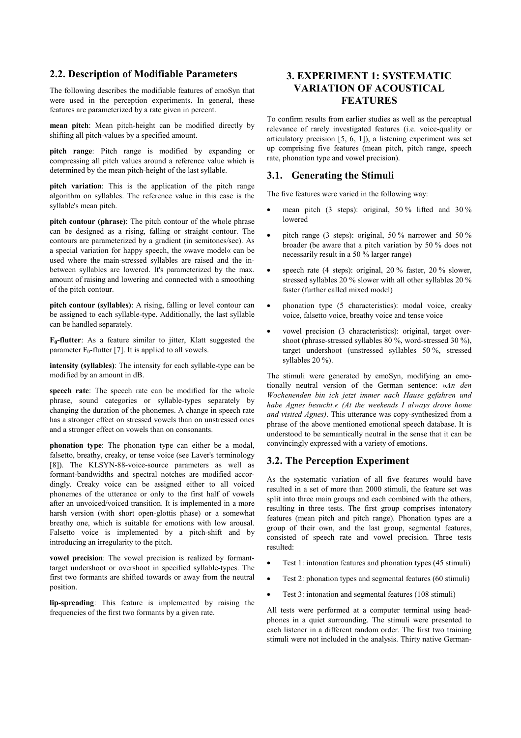## 2.2. Description of Modifiable Parameters

The following describes the modifiable features of emoSyn that were used in the perception experiments. In general, these features are parameterized by a rate given in percent.

**mean pitch**: Mean pitch-height can be modified directly by shifting all pitch-values by a specified amount.

**pitch range**: Pitch range is modified by expanding or compressing all pitch values around a reference value which is determined by the mean pitch-height of the last syllable.

**pitch variation**: This is the application of the pitch range algorithm on syllables. The reference value in this case is the syllable's mean pitch.

**pitch contour (phrase)**: The pitch contour of the whole phrase can be designed as a rising, falling or straight contour. The contours are parameterized by a gradient (in semitones/sec). As a special variation for happy speech, the »wave model« can be used where the main-stressed syllables are raised and the in-between syllables are lowered. It's parameterized by the max. amount of raising and lowering and connected with a smoothing of the pitch contour.

**pitch contour (syllables)**: A rising, falling or level contour can be assigned to each syllable-type. Additionally, the last syllable can be handled separately.

**$F_0$-flutter**: As a feature similar to jitter, Klatt suggested the parameter $F_0$-flutter [7]. It is applied to all vowels.

**intensity (syllables)**: The intensity for each syllable-type can be modified by an amount in dB.

**speech rate**: The speech rate can be modified for the whole phrase, sound categories or syllable-types separately by changing the duration of the phonemes. A change in speech rate has a stronger effect on stressed vowels than on unstressed ones and a stronger effect on vowels than on consonants.

**phonation type**: The phonation type can either be a modal, falsetto, breathy, creaky, or tense voice (see Laver's terminology [8]). The KLSYN-88-voice-source parameters as well as formant-bandwidths and spectral notches are modified accordingly. Creaky voice can be assigned either to all voiced phonemes of the utterance or only to the first half of vowels after an unvoiced/voiced transition. It is implemented in a more harsh version (with short open-glottis phase) or a somewhat breathy one, which is suitable for emotions with low arousal. Falsetto voice is implemented by a pitch-shift and by introducing an irregularity to the pitch.

**vowel precision**: The vowel precision is realized by formant-target undershoot or overshoot in specified syllable-types. The first two formants are shifted towards or away from the neutral position.

**lip-spreading**: This feature is implemented by raising the frequencies of the first two formants by a given rate.

# 3. EXPERIMENT 1: SYSTEMATIC VARIATION OF ACOUSTICAL FEATURES

To confirm results from earlier studies as well as the perceptual relevance of rarely investigated features (i.e. voice-quality or articulatory precision [5, 6, 1]), a listening experiment was set up comprising five features (mean pitch, pitch range, speech rate, phonation type and vowel precision).

## 3.1. Generating the Stimuli

The five features were varied in the following way:

- mean pitch (3 steps): original, 50 % lifted and 30 % lowered
- pitch range (3 steps): original, 50 % narrower and 50 % broader (be aware that a pitch variation by 50 % does not necessarily result in a 50 % larger range)
- speech rate (4 steps): original, 20 % faster, 20 % slower, stressed syllables 20 % slower with all other syllables 20 % faster (further called mixed model)
- phonation type (5 characteristics): modal voice, creaky voice, falsetto voice, breathy voice and tense voice
- vowel precision (3 characteristics): original, target overshoot (phrase-stressed syllables 80 %, word-stressed 30 %), target undershoot (unstressed syllables 50 %, stressed syllables 20 %).

The stimuli were generated by emoSyn, modifying an emotionally neutral version of the German sentence: »*An den Wochenenden bin ich jetzt immer nach Hause gefahren und habe Agnes besucht.« (At the weekends I always drove home and visited Agnes)*. This utterance was copy-synthesized from a phrase of the above mentioned emotional speech database. It is understood to be semantically neutral in the sense that it can be convincingly expressed with a variety of emotions.

## 3.2. The Perception Experiment

As the systematic variation of all five features would have resulted in a set of more than 2000 stimuli, the feature set was split into three main groups and each combined with the others, resulting in three tests. The first group comprises intonatory features (mean pitch and pitch range). Phonation types are a group of their own, and the last group, segmental features, consisted of speech rate and vowel precision. Three tests resulted:

- Test 1: intonation features and phonation types (45 stimuli)
- Test 2: phonation types and segmental features (60 stimuli)
- Test 3: intonation and segmental features (108 stimuli)

All tests were performed at a computer terminal using headphones in a quiet surrounding. The stimuli were presented to each listener in a different random order. The first two training stimuli were not included in the analysis. Thirty native German-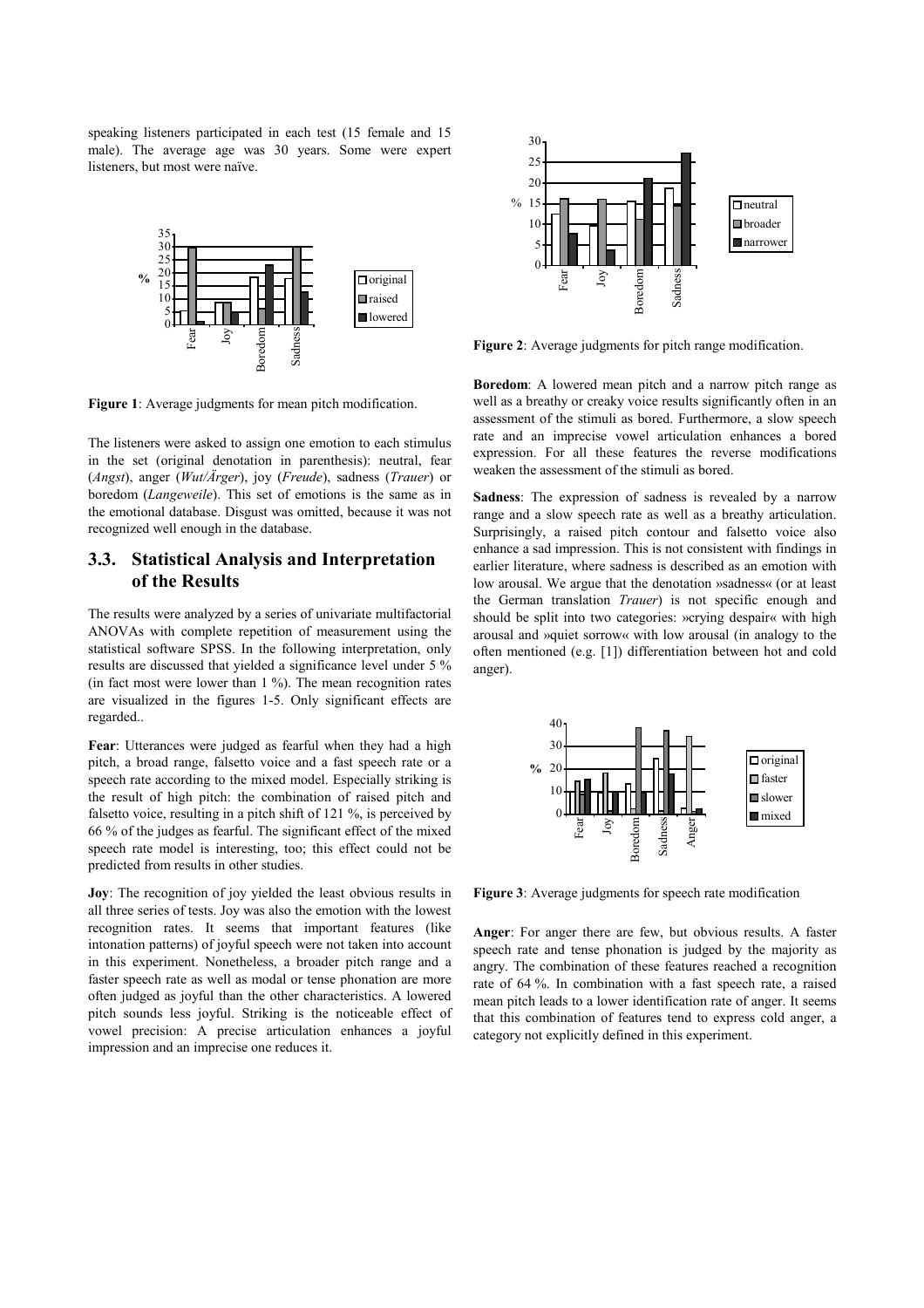speaking listeners participated in each test (15 female and 15 male). The average age was 30 years. Some were expert listeners, but most were naïve.

**Figure 1**: Average judgments for mean pitch modification.

The listeners were asked to assign one emotion to each stimulus in the set (original denotation in parenthesis): neutral, fear (*Angst*), anger (*Wut/Ärger*), joy (*Freude*), sadness (*Trauer*) or boredom (*Langeweile*). This set of emotions is the same as in the emotional database. Disgust was omitted, because it was not recognized well enough in the database.

## 3.3. Statistical Analysis and Interpretation of the Results

The results were analyzed by a series of univariate multifactorial ANOVAs with complete repetition of measurement using the statistical software SPSS. In the following interpretation, only results are discussed that yielded a significance level under 5 % (in fact most were lower than 1 %). The mean recognition rates are visualized in the figures 1-5. Only significant effects are regarded..

**Fear**: Utterances were judged as fearful when they had a high pitch, a broad range, falsetto voice and a fast speech rate or a speech rate according to the mixed model. Especially striking is the result of high pitch: the combination of raised pitch and falsetto voice, resulting in a pitch shift of 121 %, is perceived by 66 % of the judges as fearful. The significant effect of the mixed speech rate model is interesting, too; this effect could not be predicted from results in other studies.

**Joy**: The recognition of joy yielded the least obvious results in all three series of tests. Joy was also the emotion with the lowest recognition rates. It seems that important features (like intonation patterns) of joyful speech were not taken into account in this experiment. Nonetheless, a broader pitch range and a faster speech rate as well as modal or tense phonation are more often judged as joyful than the other characteristics. A lowered pitch sounds less joyful. Striking is the noticeable effect of vowel precision: A precise articulation enhances a joyful impression and an imprecise one reduces it.

**Figure 2**: Average judgments for pitch range modification.

**Boredom**: A lowered mean pitch and a narrow pitch range as well as a breathy or creaky voice results significantly often in an assessment of the stimuli as bored. Furthermore, a slow speech rate and an imprecise vowel articulation enhances a bored expression. For all these features the reverse modifications weaken the assessment of the stimuli as bored.

**Sadness**: The expression of sadness is revealed by a narrow range and a slow speech rate as well as a breathy articulation. Surprisingly, a raised pitch contour and falsetto voice also enhance a sad impression. This is not consistent with findings in earlier literature, where sadness is described as an emotion with low arousal. We argue that the denotation »sadness« (or at least the German translation *Trauer*) is not specific enough and should be split into two categories: »crying despair« with high arousal and »quiet sorrow« with low arousal (in analogy to the often mentioned (e.g. [1]) differentiation between hot and cold anger).

**Figure 3**: Average judgments for speech rate modification

**Anger**: For anger there are few, but obvious results. A faster speech rate and tense phonation is judged by the majority as angry. The combination of these features reached a recognition rate of 64 %. In combination with a fast speech rate, a raised mean pitch leads to a lower identification rate of anger. It seems that this combination of features tend to express cold anger, a category not explicitly defined in this experiment.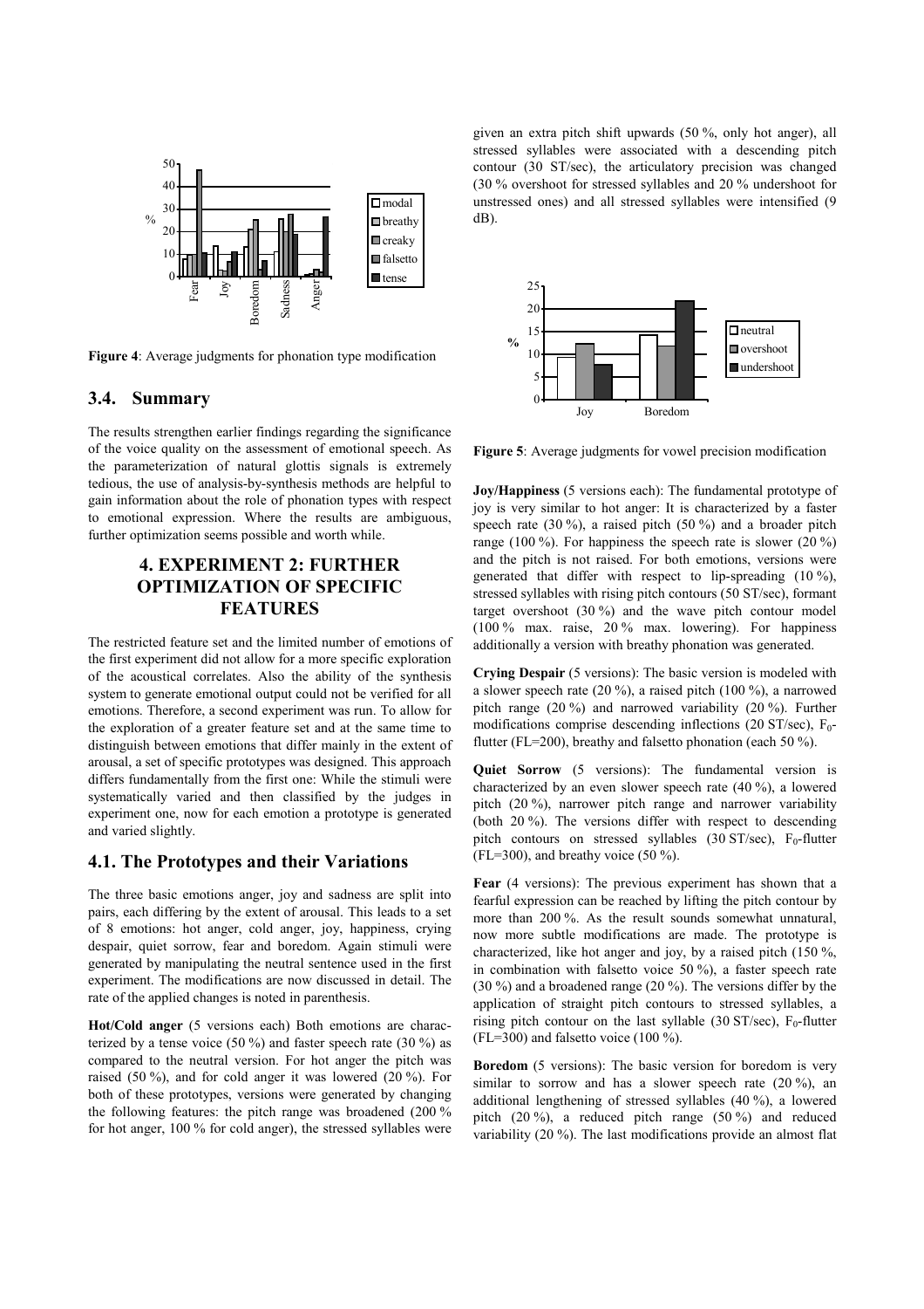**Figure 4**: Average judgments for phonation type modification

### 3.4. Summary

The results strengthen earlier findings regarding the significance of the voice quality on the assessment of emotional speech. As the parameterization of natural glottis signals is extremely tedious, the use of analysis-by-synthesis methods are helpful to gain information about the role of phonation types with respect to emotional expression. Where the results are ambiguous, further optimization seems possible and worth while.

## 4. EXPERIMENT 2: FURTHER OPTIMIZATION OF SPECIFIC FEATURES

The restricted feature set and the limited number of emotions of the first experiment did not allow for a more specific exploration of the acoustical correlates. Also the ability of the synthesis system to generate emotional output could not be verified for all emotions. Therefore, a second experiment was run. To allow for the exploration of a greater feature set and at the same time to distinguish between emotions that differ mainly in the extent of arousal, a set of specific prototypes was designed. This approach differs fundamentally from the first one: While the stimuli were systematically varied and then classified by the judges in experiment one, now for each emotion a prototype is generated and varied slightly.

### 4.1. The Prototypes and their Variations

The three basic emotions anger, joy and sadness are split into pairs, each differing by the extent of arousal. This leads to a set of 8 emotions: hot anger, cold anger, joy, happiness, crying despair, quiet sorrow, fear and boredom. Again stimuli were generated by manipulating the neutral sentence used in the first experiment. The modifications are now discussed in detail. The rate of the applied changes is noted in parenthesis.

**Hot/Cold anger** (5 versions each) Both emotions are characterized by a tense voice (50 %) and faster speech rate (30 %) as compared to the neutral version. For hot anger the pitch was raised (50 %), and for cold anger it was lowered (20 %). For both of these prototypes, versions were generated by changing the following features: the pitch range was broadened (200 % for hot anger, 100 % for cold anger), the stressed syllables were given an extra pitch shift upwards (50 %, only hot anger), all stressed syllables were associated with a descending pitch contour (30 ST/sec), the articulatory precision was changed (30 % overshoot for stressed syllables and 20 % undershoot for unstressed ones) and all stressed syllables were intensified (9 dB).

**Figure 5**: Average judgments for vowel precision modification

**Joy/Happiness** (5 versions each): The fundamental prototype of joy is very similar to hot anger: It is characterized by a faster speech rate (30 %), a raised pitch (50 %) and a broader pitch range (100 %). For happiness the speech rate is slower (20 %) and the pitch is not raised. For both emotions, versions were generated that differ with respect to lip-spreading (10 %), stressed syllables with rising pitch contours (50 ST/sec), formant target overshoot (30 %) and the wave pitch contour model (100 % max. raise, 20 % max. lowering). For happiness additionally a version with breathy phonation was generated.

**Crying Despair** (5 versions): The basic version is modeled with a slower speech rate (20 %), a raised pitch (100 %), a narrowed pitch range (20 %) and narrowed variability (20 %). Further modifications comprise descending inflections (20 ST/sec), $F_0$-flutter (FL=200), breathy and falsetto phonation (each 50 %).

**Quiet Sorrow** (5 versions): The fundamental version is characterized by an even slower speech rate (40 %), a lowered pitch (20 %), narrower pitch range and narrower variability (both 20 %). The versions differ with respect to descending pitch contours on stressed syllables (30 ST/sec), $F_0$-flutter (FL=300), and breathy voice (50 %).

**Fear** (4 versions): The previous experiment has shown that a fearful expression can be reached by lifting the pitch contour by more than 200 %. As the result sounds somewhat unnatural, now more subtle modifications are made. The prototype is characterized, like hot anger and joy, by a raised pitch (150 %, in combination with falsetto voice 50 %), a faster speech rate (30 %) and a broadened range (20 %). The versions differ by the application of straight pitch contours to stressed syllables, a rising pitch contour on the last syllable (30 ST/sec), $F_0$-flutter (FL=300) and falsetto voice (100 %).

**Boredom** (5 versions): The basic version for boredom is very similar to sorrow and has a slower speech rate (20 %), an additional lengthening of stressed syllables (40 %), a lowered pitch (20 %), a reduced pitch range (50 %) and reduced variability (20 %). The last modifications provide an almost flat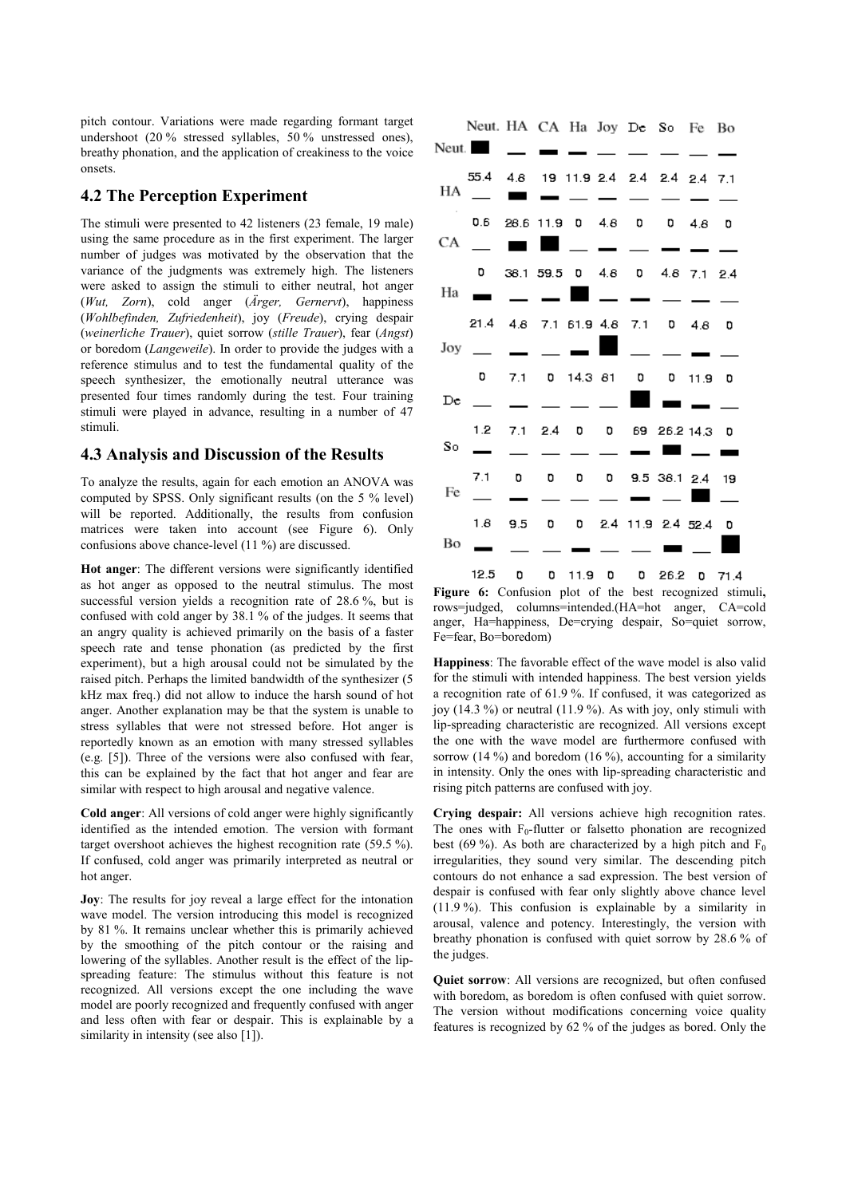pitch contour. Variations were made regarding formant target undershoot (20 % stressed syllables, 50 % unstressed ones), breathy phonation, and the application of creakiness to the voice onsets.

## 4.2 The Perception Experiment

The stimuli were presented to 42 listeners (23 female, 19 male) using the same procedure as in the first experiment. The larger number of judges was motivated by the observation that the variance of the judgments was extremely high. The listeners were asked to assign the stimuli to either neutral, hot anger (*Wut, Zorn*), cold anger (*Ärger, Gernervt*), happiness (*Wohlbefinden, Zufriedenheit*), joy (*Freude*), crying despair (*weinerliche Trauer*), quiet sorrow (*stille Trauer*), fear (*Angst*) or boredom (*Langeweile*). In order to provide the judges with a reference stimulus and to test the fundamental quality of the speech synthesizer, the emotionally neutral utterance was presented four times randomly during the test. Four training stimuli were played in advance, resulting in a number of 47 stimuli.

## 4.3 Analysis and Discussion of the Results

To analyze the results, again for each emotion an ANOVA was computed by SPSS. Only significant results (on the 5 % level) will be reported. Additionally, the results from confusion matrices were taken into account (see Figure 6). Only confusions above chance-level (11 %) are discussed.

**Hot anger**: The different versions were significantly identified as hot anger as opposed to the neutral stimulus. The most successful version yields a recognition rate of 28.6 %, but is confused with cold anger by 38.1 % of the judges. It seems that an angry quality is achieved primarily on the basis of a faster speech rate and tense phonation (as predicted by the first experiment), but a high arousal could not be simulated by the raised pitch. Perhaps the limited bandwidth of the synthesizer (5 kHz max freq.) did not allow to induce the harsh sound of hot anger. Another explanation may be that the system is unable to stress syllables that were not stressed before. Hot anger is reportedly known as an emotion with many stressed syllables (e.g. [5]). Three of the versions were also confused with fear, this can be explained by the fact that hot anger and fear are similar with respect to high arousal and negative valence.

**Cold anger**: All versions of cold anger were highly significantly identified as the intended emotion. The version with formant target overshoot achieves the highest recognition rate (59.5 %). If confused, cold anger was primarily interpreted as neutral or hot anger.

**Joy**: The results for joy reveal a large effect for the intonation wave model. The version introducing this model is recognized by 81 %. It remains unclear whether this is primarily achieved by the smoothing of the pitch contour or the raising and lowering of the syllables. Another result is the effect of the lip-spreading feature: The stimulus without this feature is not recognized. All versions except the one including the wave model are poorly recognized and frequently confused with anger and less often with fear or despair. This is explainable by a similarity in intensity (see also [1]).

| | Neut. | HA | CA | Ha | Joy | De | So | Fe | Bo |
|---|---|---|---|---|---|---|---|---|---|
| Neut. | 55.4 | 4.8 | 19 | 11.9 | 2.4 | 2.4 | 2.4 | 2.4 | 7.1 |
| HA | 0.6 | 28.6 | 11.9 | 0 | 4.8 | 0 | 0 | 4.8 | 0 |
| CA | 0 | 38.1 | 59.5 | 0 | 4.8 | 0 | 4.8 | 7.1 | 2.4 |
| Ha | 21.4 | 4.8 | 7.1 | 61.9 | 4.8 | 7.1 | 0 | 4.8 | 0 |
| Joy | 0 | 7.1 | 0 | 14.3 | 81 | 0 | 0 | 11.9 | 0 |
| De | 1.2 | 7.1 | 2.4 | 0 | 0 | 69 | 26.2 | 14.3 | 0 |
| So | 7.1 | 0 | 0 | 0 | 0 | 9.5 | 38.1 | 2.4 | 19 |
| Fe | 1.8 | 9.5 | 0 | 0 | 2.4 | 11.9 | 2.4 | 52.4 | 0 |
| Bo | 12.5 | 0 | 0 | 11.9 | 0 | 0 | 26.2 | 0 | 71.4 |

**Figure 6:** Confusion plot of the best recognized stimuli**,** rows=judged, columns=intended.(HA=hot anger, CA=cold anger, Ha=happiness, De=crying despair, So=quiet sorrow, Fe=fear, Bo=boredom)

**Happiness**: The favorable effect of the wave model is also valid for the stimuli with intended happiness. The best version yields a recognition rate of 61.9 %. If confused, it was categorized as joy (14.3 %) or neutral (11.9 %). As with joy, only stimuli with lip-spreading characteristic are recognized. All versions except the one with the wave model are furthermore confused with sorrow (14 %) and boredom (16 %), accounting for a similarity in intensity. Only the ones with lip-spreading characteristic and rising pitch patterns are confused with joy.

**Crying despair:** All versions achieve high recognition rates. The ones with $F_0$-flutter or falsetto phonation are recognized best (69 %). As both are characterized by a high pitch and $F_0$ irregularities, they sound very similar. The descending pitch contours do not enhance a sad expression. The best version of despair is confused with fear only slightly above chance level (11.9 %). This confusion is explainable by a similarity in arousal, valence and potency. Interestingly, the version with breathy phonation is confused with quiet sorrow by 28.6 % of the judges.

**Quiet sorrow**: All versions are recognized, but often confused with boredom, as boredom is often confused with quiet sorrow. The version without modifications concerning voice quality features is recognized by 62 % of the judges as bored. Only the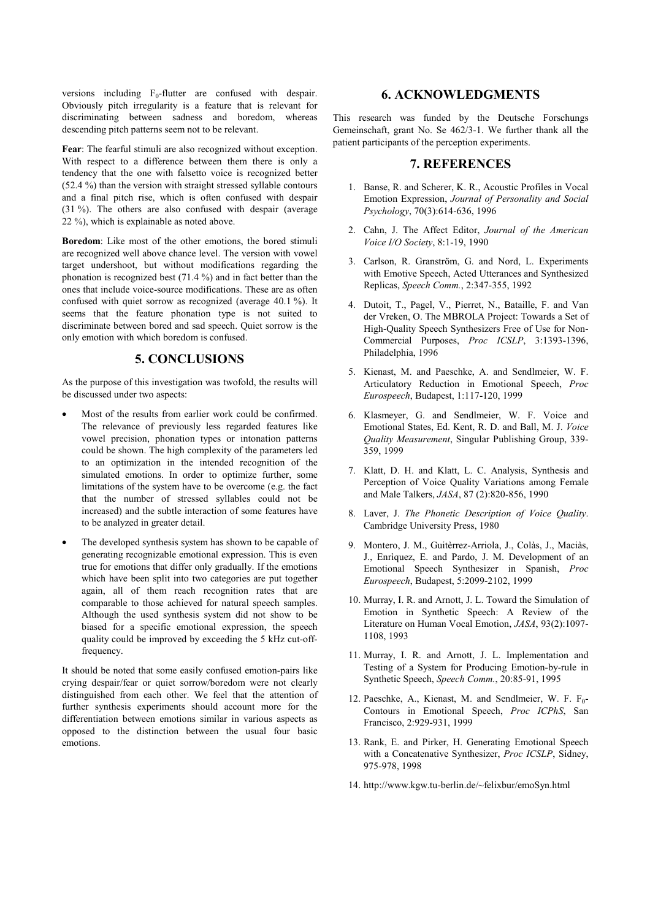versions including $F_0$-flutter are confused with despair. Obviously pitch irregularity is a feature that is relevant for discriminating between sadness and boredom, whereas descending pitch patterns seem not to be relevant.

**Fear**: The fearful stimuli are also recognized without exception. With respect to a difference between them there is only a tendency that the one with falsetto voice is recognized better (52.4 %) than the version with straight stressed syllable contours and a final pitch rise, which is often confused with despair (31 %). The others are also confused with despair (average 22 %), which is explainable as noted above.

**Boredom**: Like most of the other emotions, the bored stimuli are recognized well above chance level. The version with vowel target undershoot, but without modifications regarding the phonation is recognized best (71.4 %) and in fact better than the ones that include voice-source modifications. These are as often confused with quiet sorrow as recognized (average 40.1 %). It seems that the feature phonation type is not suited to discriminate between bored and sad speech. Quiet sorrow is the only emotion with which boredom is confused.

## 5. CONCLUSIONS

As the purpose of this investigation was twofold, the results will be discussed under two aspects:

- Most of the results from earlier work could be confirmed. The relevance of previously less regarded features like vowel precision, phonation types or intonation patterns could be shown. The high complexity of the parameters led to an optimization in the intended recognition of the simulated emotions. In order to optimize further, some limitations of the system have to be overcome (e.g. the fact that the number of stressed syllables could not be increased) and the subtle interaction of some features have to be analyzed in greater detail.
- The developed synthesis system has shown to be capable of generating recognizable emotional expression. This is even true for emotions that differ only gradually. If the emotions which have been split into two categories are put together again, all of them reach recognition rates that are comparable to those achieved for natural speech samples. Although the used synthesis system did not show to be biased for a specific emotional expression, the speech quality could be improved by exceeding the 5 kHz cut-off-frequency.

It should be noted that some easily confused emotion-pairs like crying despair/fear or quiet sorrow/boredom were not clearly distinguished from each other. We feel that the attention of further synthesis experiments should account more for the differentiation between emotions similar in various aspects as opposed to the distinction between the usual four basic emotions.

## 6. ACKNOWLEDGMENTS

This research was funded by the Deutsche Forschungs Gemeinschaft, grant No. Se 462/3-1. We further thank all the patient participants of the perception experiments.

## 7. REFERENCES

1. Banse, R. and Scherer, K. R., Acoustic Profiles in Vocal Emotion Expression, *Journal of Personality and Social Psychology*, 70(3):614-636, 1996
2. Cahn, J. The Affect Editor, *Journal of the American Voice I/O Society*, 8:1-19, 1990
3. Carlson, R. Granström, G. and Nord, L. Experiments with Emotive Speech, Acted Utterances and Synthesized Replicas, *Speech Comm.*, 2:347-355, 1992
4. Dutoit, T., Pagel, V., Pierret, N., Bataille, F. and Van der Vreken, O. The MBROLA Project: Towards a Set of High-Quality Speech Synthesizers Free of Use for Non-Commercial Purposes, *Proc ICSLP*, 3:1393-1396, Philadelphia, 1996
5. Kienast, M. and Paeschke, A. and Sendlmeier, W. F. Articulatory Reduction in Emotional Speech, *Proc Eurospeech*, Budapest, 1:117-120, 1999
6. Klasmeyer, G. and Sendlmeier, W. F. Voice and Emotional States, Ed. Kent, R. D. and Ball, M. J. *Voice Quality Measurement*, Singular Publishing Group, 339-359, 1999
7. Klatt, D. H. and Klatt, L. C. Analysis, Synthesis and Perception of Voice Quality Variations among Female and Male Talkers, *JASA*, 87 (2):820-856, 1990
8. Laver, J. *The Phonetic Description of Voice Quality*. Cambridge University Press, 1980
9. Montero, J. M., Guitèrrez-Arriola, J., Colàs, J., Macìàs, J., Enrìquez, E. and Pardo, J. M. Development of an Emotional Speech Synthesizer in Spanish, *Proc Eurospeech*, Budapest, 5:2099-2102, 1999
10. Murray, I. R. and Arnott, J. L. Toward the Simulation of Emotion in Synthetic Speech: A Review of the Literature on Human Vocal Emotion, *JASA*, 93(2):1097-1108, 1993
11. Murray, I. R. and Arnott, J. L. Implementation and Testing of a System for Producing Emotion-by-rule in Synthetic Speech, *Speech Comm.*, 20:85-91, 1995
12. Paeschke, A., Kienast, M. and Sendlmeier, W. F. $F_0$-Contours in Emotional Speech, *Proc ICPhS*, San Francisco, 2:929-931, 1999
13. Rank, E. and Pirker, H. Generating Emotional Speech with a Concatenative Synthesizer, *Proc ICSLP*, Sidney, 975-978, 1998
14. http://www.kgw.tu-berlin.de/~felixbur/emoSyn.html